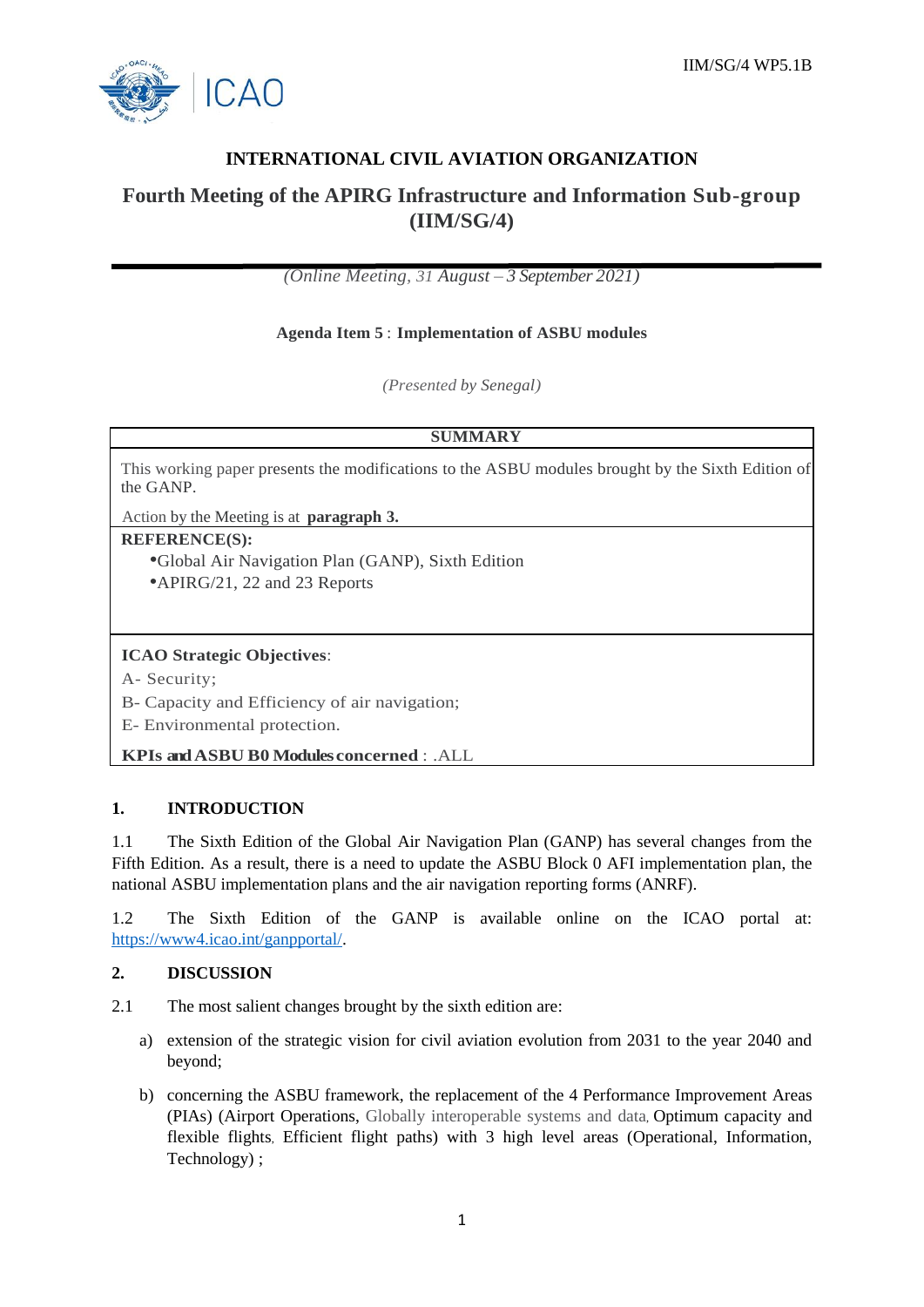IIM/SG/4 WP5.1B

**INTERNATIONAL CIVIL AVIATION ORGANIZATION**

# Fourth Meeting of the APIRG Infrastructure and Information Sub-group (IIM/SG/4)

*(Online Meeting, 31 August – 3 September 2021)*

**Agenda Item 5 : Implementation of ASBU modules**

*(Presented by Senegal)*

| SUMMARY |
|---|
| This working paper presents the modifications to the ASBU modules brought by the Sixth Edition of the GANP.<br><br>Action by the Meeting is at **paragraph 3.** |
| **REFERENCE(S):**<br>• Global Air Navigation Plan (GANP), Sixth Edition<br>• APIRG/21, 22 and 23 Reports |
| **ICAO Strategic Objectives**:<br>A- Security;<br>B- Capacity and Efficiency of air navigation;<br>E- Environmental protection.<br><br>**KPIs and ASBU B0 Modules concerned** : .ALL |

## 1. INTRODUCTION

1.1 The Sixth Edition of the Global Air Navigation Plan (GANP) has several changes from the Fifth Edition. As a result, there is a need to update the ASBU Block 0 AFI implementation plan, the national ASBU implementation plans and the air navigation reporting forms (ANRF).

1.2 The Sixth Edition of the GANP is available online on the ICAO portal at: https://www4.icao.int/ganpportal/.

## 2. DISCUSSION

2.1 The most salient changes brought by the sixth edition are:

a) extension of the strategic vision for civil aviation evolution from 2031 to the year 2040 and beyond;

b) concerning the ASBU framework, the replacement of the 4 Performance Improvement Areas (PIAs) (Airport Operations, Globally interoperable systems and data, Optimum capacity and flexible flights, Efficient flight paths) with 3 high level areas (Operational, Information, Technology) ;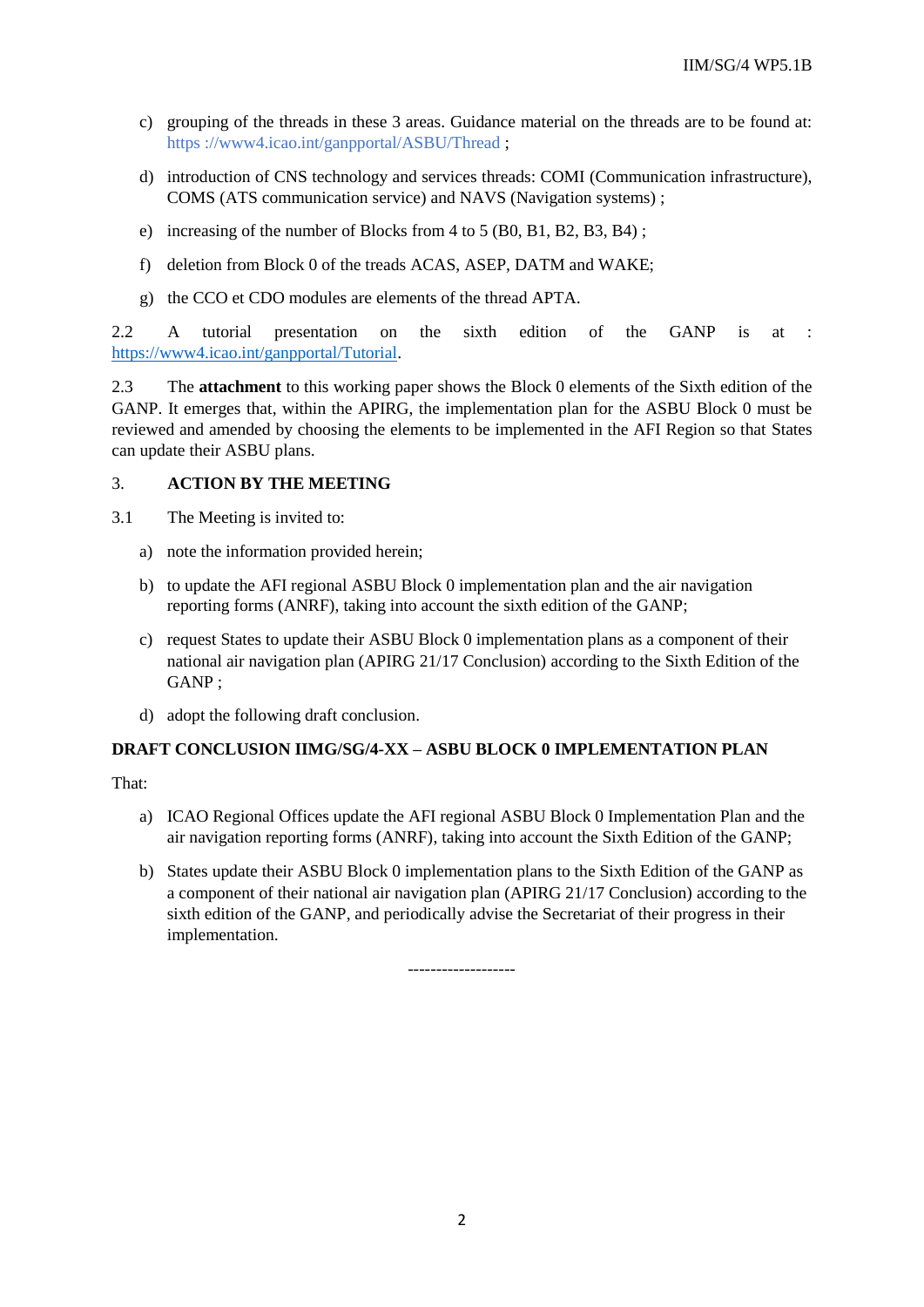c) grouping of the threads in these 3 areas. Guidance material on the threads are to be found at: https ://www4.icao.int/ganpportal/ASBU/Thread ;

d) introduction of CNS technology and services threads: COMI (Communication infrastructure), COMS (ATS communication service) and NAVS (Navigation systems) ;

e) increasing of the number of Blocks from 4 to 5 (B0, B1, B2, B3, B4) ;

f) deletion from Block 0 of the treads ACAS, ASEP, DATM and WAKE;

g) the CCO et CDO modules are elements of the thread APTA.

2.2 A tutorial presentation on the sixth edition of the GANP is at : https://www4.icao.int/ganpportal/Tutorial.

2.3 The **attachment** to this working paper shows the Block 0 elements of the Sixth edition of the GANP. It emerges that, within the APIRG, the implementation plan for the ASBU Block 0 must be reviewed and amended by choosing the elements to be implemented in the AFI Region so that States can update their ASBU plans.

## 3. ACTION BY THE MEETING

3.1 The Meeting is invited to:

a) note the information provided herein;

b) to update the AFI regional ASBU Block 0 implementation plan and the air navigation reporting forms (ANRF), taking into account the sixth edition of the GANP;

c) request States to update their ASBU Block 0 implementation plans as a component of their national air navigation plan (APIRG 21/17 Conclusion) according to the Sixth Edition of the GANP ;

d) adopt the following draft conclusion.

**DRAFT CONCLUSION IIMG/SG/4-XX – ASBU BLOCK 0 IMPLEMENTATION PLAN**

That:

a) ICAO Regional Offices update the AFI regional ASBU Block 0 Implementation Plan and the air navigation reporting forms (ANRF), taking into account the Sixth Edition of the GANP;

b) States update their ASBU Block 0 implementation plans to the Sixth Edition of the GANP as a component of their national air navigation plan (APIRG 21/17 Conclusion) according to the sixth edition of the GANP, and periodically advise the Secretariat of their progress in their implementation.

-------------------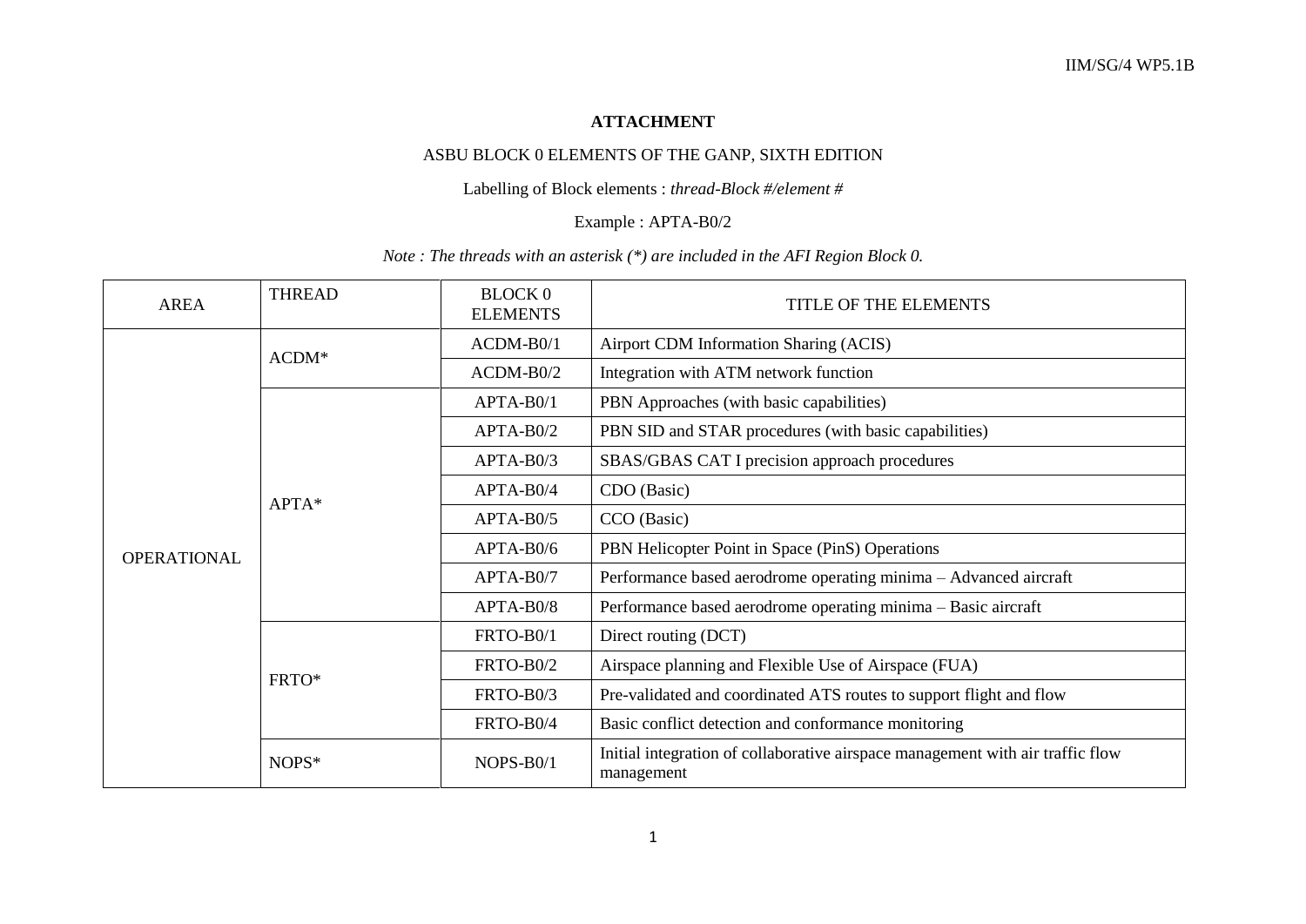**ATTACHMENT**

ASBU BLOCK 0 ELEMENTS OF THE GANP, SIXTH EDITION

Labelling of Block elements : *thread-Block #/element #*

Example : APTA-B0/2

*Note : The threads with an asterisk (*) are included in the AFI Region Block 0.*

| AREA | THREAD | BLOCK 0 ELEMENTS | TITLE OF THE ELEMENTS |
|---|---|---|---|
| OPERATIONAL | ACDM* | ACDM-B0/1 | Airport CDM Information Sharing (ACIS) |
| | | ACDM-B0/2 | Integration with ATM network function |
| | APTA* | APTA-B0/1 | PBN Approaches (with basic capabilities) |
| | | APTA-B0/2 | PBN SID and STAR procedures (with basic capabilities) |
| | | APTA-B0/3 | SBAS/GBAS CAT I precision approach procedures |
| | | APTA-B0/4 | CDO (Basic) |
| | | APTA-B0/5 | CCO (Basic) |
| | | APTA-B0/6 | PBN Helicopter Point in Space (PinS) Operations |
| | | APTA-B0/7 | Performance based aerodrome operating minima – Advanced aircraft |
| | | APTA-B0/8 | Performance based aerodrome operating minima – Basic aircraft |
| | FRTO* | FRTO-B0/1 | Direct routing (DCT) |
| | | FRTO-B0/2 | Airspace planning and Flexible Use of Airspace (FUA) |
| | | FRTO-B0/3 | Pre-validated and coordinated ATS routes to support flight and flow |
| | | FRTO-B0/4 | Basic conflict detection and conformance monitoring |
| | NOPS* | NOPS-B0/1 | Initial integration of collaborative airspace management with air traffic flow management |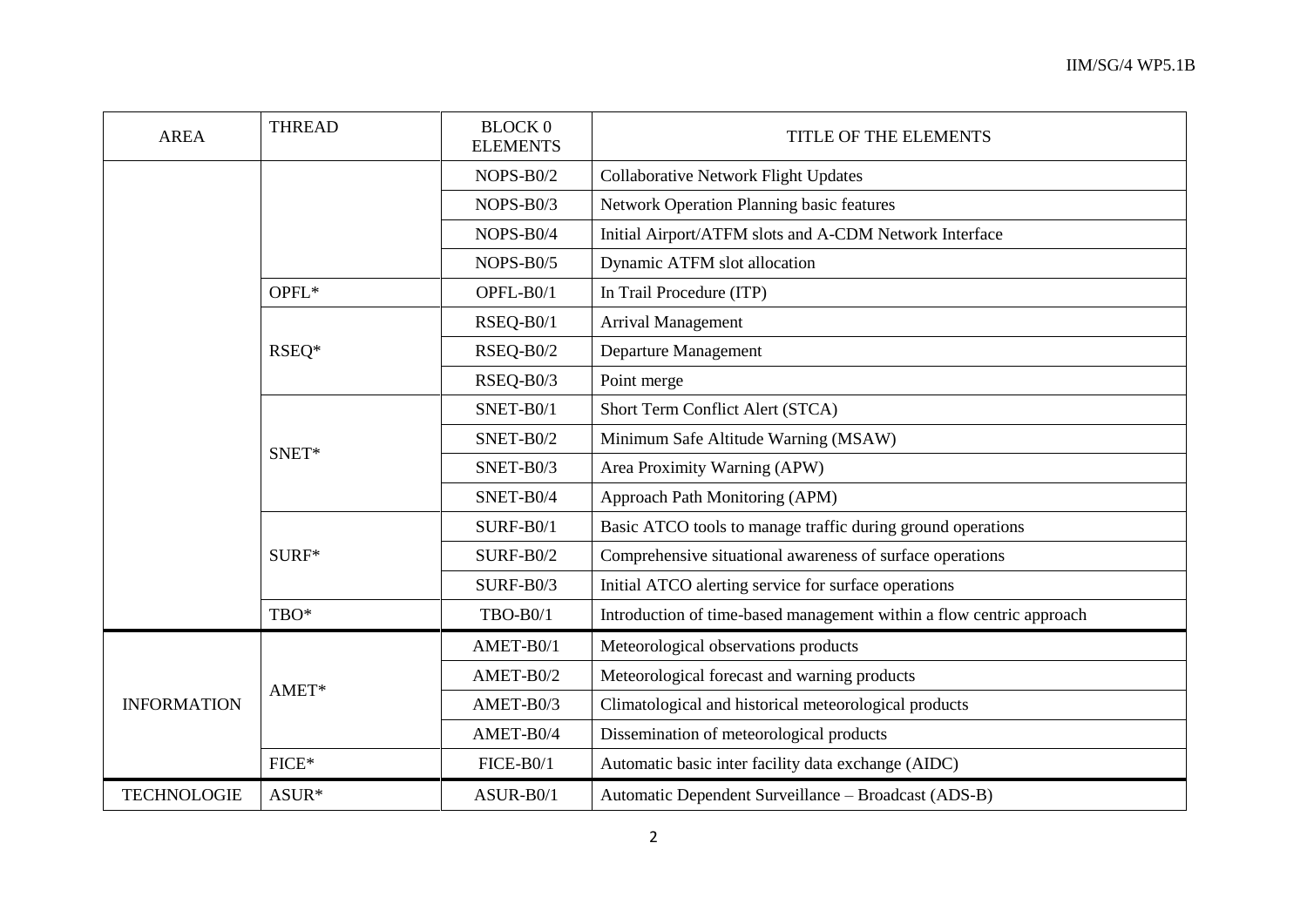| AREA | THREAD | BLOCK 0 ELEMENTS | TITLE OF THE ELEMENTS |
|---|---|---|---|
| | | NOPS-B0/2 | Collaborative Network Flight Updates |
| | | NOPS-B0/3 | Network Operation Planning basic features |
| | | NOPS-B0/4 | Initial Airport/ATFM slots and A-CDM Network Interface |
| | | NOPS-B0/5 | Dynamic ATFM slot allocation |
| | OPFL* | OPFL-B0/1 | In Trail Procedure (ITP) |
| | RSEQ* | RSEQ-B0/1 | Arrival Management |
| | | RSEQ-B0/2 | Departure Management |
| | | RSEQ-B0/3 | Point merge |
| | SNET* | SNET-B0/1 | Short Term Conflict Alert (STCA) |
| | | SNET-B0/2 | Minimum Safe Altitude Warning (MSAW) |
| | | SNET-B0/3 | Area Proximity Warning (APW) |
| | | SNET-B0/4 | Approach Path Monitoring (APM) |
| | SURF* | SURF-B0/1 | Basic ATCO tools to manage traffic during ground operations |
| | | SURF-B0/2 | Comprehensive situational awareness of surface operations |
| | | SURF-B0/3 | Initial ATCO alerting service for surface operations |
| | TBO* | TBO-B0/1 | Introduction of time-based management within a flow centric approach |
| INFORMATION | AMET* | AMET-B0/1 | Meteorological observations products |
| | | AMET-B0/2 | Meteorological forecast and warning products |
| | | AMET-B0/3 | Climatological and historical meteorological products |
| | | AMET-B0/4 | Dissemination of meteorological products |
| | FICE* | FICE-B0/1 | Automatic basic inter facility data exchange (AIDC) |
| TECHNOLOGIE | ASUR* | ASUR-B0/1 | Automatic Dependent Surveillance – Broadcast (ADS-B) |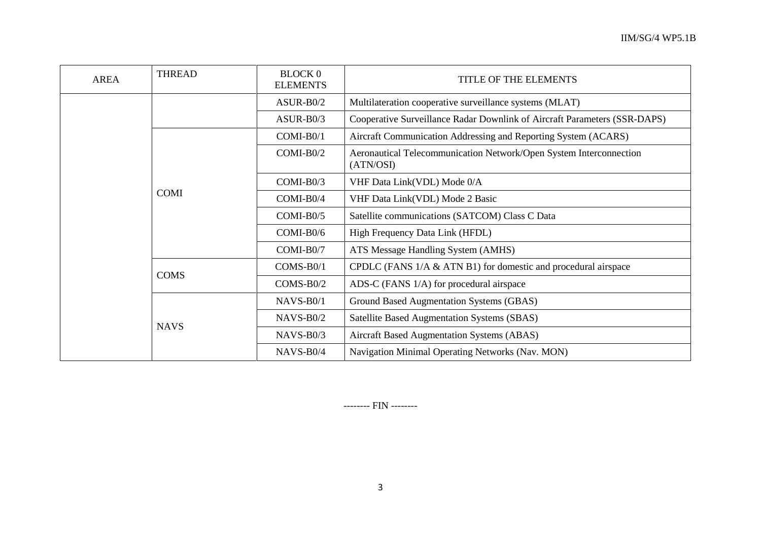| AREA | THREAD | BLOCK 0 ELEMENTS | TITLE OF THE ELEMENTS |
|---|---|---|---|
| | | ASUR-B0/2 | Multilateration cooperative surveillance systems (MLAT) |
| | | ASUR-B0/3 | Cooperative Surveillance Radar Downlink of Aircraft Parameters (SSR-DAPS) |
| | COMI | COMI-B0/1 | Aircraft Communication Addressing and Reporting System (ACARS) |
| | | COMI-B0/2 | Aeronautical Telecommunication Network/Open System Interconnection (ATN/OSI) |
| | | COMI-B0/3 | VHF Data Link(VDL) Mode 0/A |
| | | COMI-B0/4 | VHF Data Link(VDL) Mode 2 Basic |
| | | COMI-B0/5 | Satellite communications (SATCOM) Class C Data |
| | | COMI-B0/6 | High Frequency Data Link (HFDL) |
| | | COMI-B0/7 | ATS Message Handling System (AMHS) |
| | COMS | COMS-B0/1 | CPDLC (FANS 1/A & ATN B1) for domestic and procedural airspace |
| | | COMS-B0/2 | ADS-C (FANS 1/A) for procedural airspace |
| | NAVS | NAVS-B0/1 | Ground Based Augmentation Systems (GBAS) |
| | | NAVS-B0/2 | Satellite Based Augmentation Systems (SBAS) |
| | | NAVS-B0/3 | Aircraft Based Augmentation Systems (ABAS) |
| | | NAVS-B0/4 | Navigation Minimal Operating Networks (Nav. MON) |

-------- FIN --------